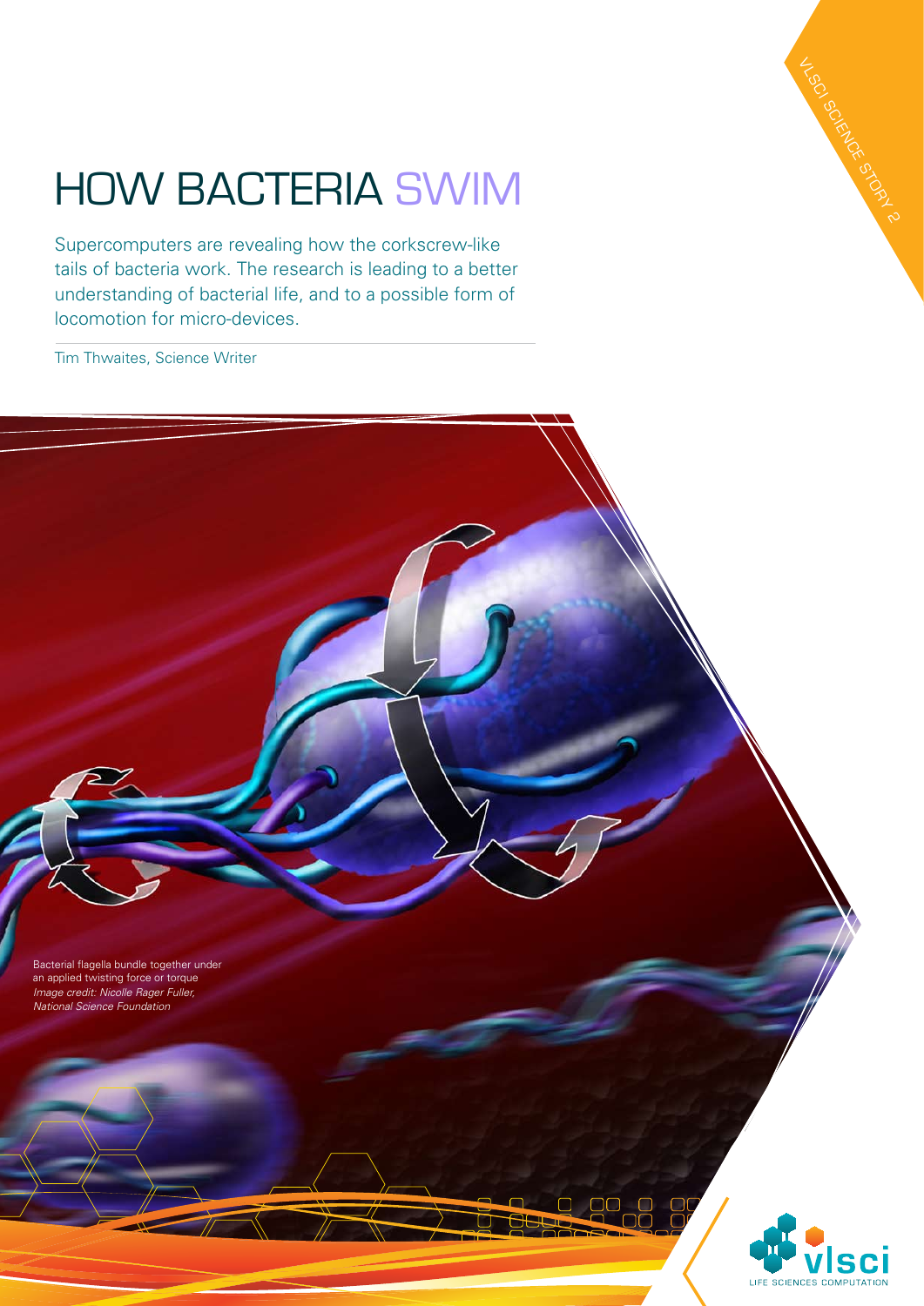# HOW BACTERIA SWIM

Supercomputers are revealing how the corkscrew-like tails of bacteria work. The research is leading to a better understanding of bacterial life, and to a possible form of locomotion for micro-devices.

Tim Thwaites, Science Writer

Bacterial flagella bundle together under an applied twisting force or torque
*Image credit: Nicolle Rager Fuller, National Science Foundation*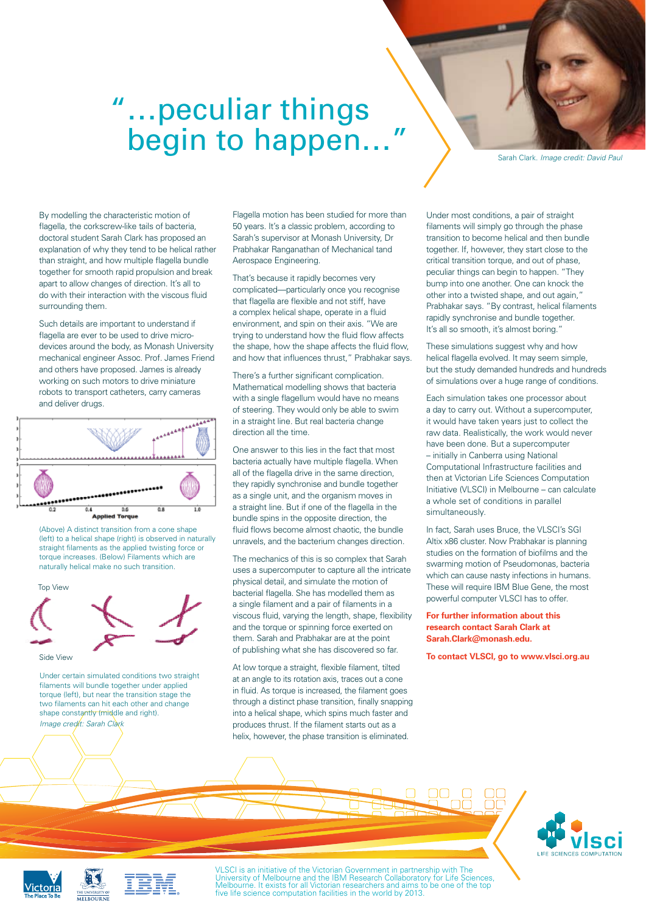# "...peculiar things begin to happen..."

Sarah Clark. *Image credit: David Paul*

By modelling the characteristic motion of flagella, the corkscrew-like tails of bacteria, doctoral student Sarah Clark has proposed an explanation of why they tend to be helical rather than straight, and how multiple flagella bundle together for smooth rapid propulsion and break apart to allow changes of direction. It's all to do with their interaction with the viscous fluid surrounding them.

Such details are important to understand if flagella are ever to be used to drive micro-devices around the body, as Monash University mechanical engineer Assoc. Prof. James Friend and others have proposed. James is already working on such motors to drive miniature robots to transport catheters, carry cameras and deliver drugs.

0.2
0.4
0.6
0.8
1.0
Applied Torque

(Above) A distinct transition from a cone shape (left) to a helical shape (right) is observed in naturally straight filaments as the applied twisting force or torque increases. (Below) Filaments which are naturally helical make no such transition.

Top View

Side View

Under certain simulated conditions two straight filaments will bundle together under applied torque (left), but near the transition stage the two filaments can hit each other and change shape constantly (middle and right).
*Image credit: Sarah Clark*

Flagella motion has been studied for more than 50 years. It's a classic problem, according to Sarah's supervisor at Monash University, Dr Prabhakar Ranganathan of Mechanical tand Aerospace Engineering.

That's because it rapidly becomes very complicated—particularly once you recognise that flagella are flexible and not stiff, have a complex helical shape, operate in a fluid environment, and spin on their axis. "We are trying to understand how the fluid flow affects the shape, how the shape affects the fluid flow, and how that influences thrust," Prabhakar says.

There's a further significant complication. Mathematical modelling shows that bacteria with a single flagellum would have no means of steering. They would only be able to swim in a straight line. But real bacteria change direction all the time.

One answer to this lies in the fact that most bacteria actually have multiple flagella. When all of the flagella drive in the same direction, they rapidly synchronise and bundle together as a single unit, and the organism moves in a straight line. But if one of the flagella in the bundle spins in the opposite direction, the fluid flows become almost chaotic, the bundle unravels, and the bacterium changes direction.

The mechanics of this is so complex that Sarah uses a supercomputer to capture all the intricate physical detail, and simulate the motion of bacterial flagella. She has modelled them as a single filament and a pair of filaments in a viscous fluid, varying the length, shape, flexibility and the torque or spinning force exerted on them. Sarah and Prabhakar are at the point of publishing what she has discovered so far.

At low torque a straight, flexible filament, tilted at an angle to its rotation axis, traces out a cone in fluid. As torque is increased, the filament goes through a distinct phase transition, finally snapping into a helical shape, which spins much faster and produces thrust. If the filament starts out as a helix, however, the phase transition is eliminated.

Under most conditions, a pair of straight filaments will simply go through the phase transition to become helical and then bundle together. If, however, they start close to the critical transition torque, and out of phase, peculiar things can begin to happen. "They bump into one another. One can knock the other into a twisted shape, and out again," Prabhakar says. "By contrast, helical filaments rapidly synchronise and bundle together. It's all so smooth, it's almost boring."

These simulations suggest why and how helical flagella evolved. It may seem simple, but the study demanded hundreds and hundreds of simulations over a huge range of conditions.

Each simulation takes one processor about a day to carry out. Without a supercomputer, it would have taken years just to collect the raw data. Realistically, the work would never have been done. But a supercomputer – initially in Canberra using National Computational Infrastructure facilities and then at Victorian Life Sciences Computation Initiative (VLSCI) in Melbourne – can calculate a whole set of conditions in parallel simultaneously.

In fact, Sarah uses Bruce, the VLSCI's SGI Altix x86 cluster. Now Prabhakar is planning studies on the formation of biofilms and the swarming motion of Pseudomonas, bacteria which can cause nasty infections in humans. These will require IBM Blue Gene, the most powerful computer VLSCI has to offer.

**For further information about this research contact Sarah Clark at Sarah.Clark@monash.edu.**

**To contact VLSCI, go to www.vlsci.org.au**

VLSCI is an initiative of the Victorian Government in partnership with The University of Melbourne and the IBM Research Collaboratory for Life Sciences, Melbourne. It exists for all Victorian researchers and aims to be one of the top five life science computation facilities in the world by 2013.